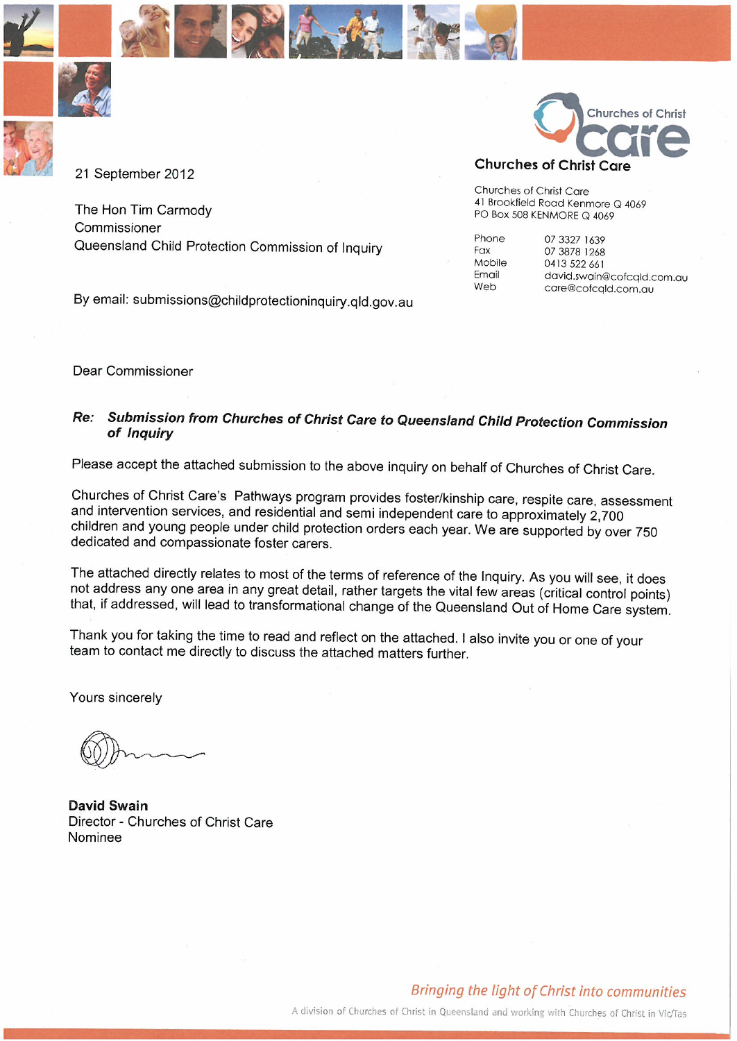**Churches of Christ Care**

Churches of Christ Care
41 Brookfield Road Kenmore Q 4069
PO Box 508 KENMORE Q 4069

| | |
|---|---|
| Phone | 07 3327 1639 |
| Fax | 07 3878 1268 |
| Mobile | 0413 522 661 |
| Email | david.swain@cofcqld.com.au |
| Web | care@cofcqld.com.au |

21 September 2012

The Hon Tim Carmody
Commissioner
Queensland Child Protection Commission of Inquiry

By email: submissions@childprotectioninquiry.qld.gov.au

Dear Commissioner

***Re: Submission from Churches of Christ Care to Queensland Child Protection Commission of Inquiry***

Please accept the attached submission to the above inquiry on behalf of Churches of Christ Care.

Churches of Christ Care's Pathways program provides foster/kinship care, respite care, assessment and intervention services, and residential and semi independent care to approximately 2,700 children and young people under child protection orders each year. We are supported by over 750 dedicated and compassionate foster carers.

The attached directly relates to most of the terms of reference of the Inquiry. As you will see, it does not address any one area in any great detail, rather targets the vital few areas (critical control points) that, if addressed, will lead to transformational change of the Queensland Out of Home Care system.

Thank you for taking the time to read and reflect on the attached. I also invite you or one of your team to contact me directly to discuss the attached matters further.

Yours sincerely

**David Swain**
Director - Churches of Christ Care
Nominee

*Bringing the light of Christ into communities*

A division of Churches of Christ in Queensland and working with Churches of Christ in Vic/Tas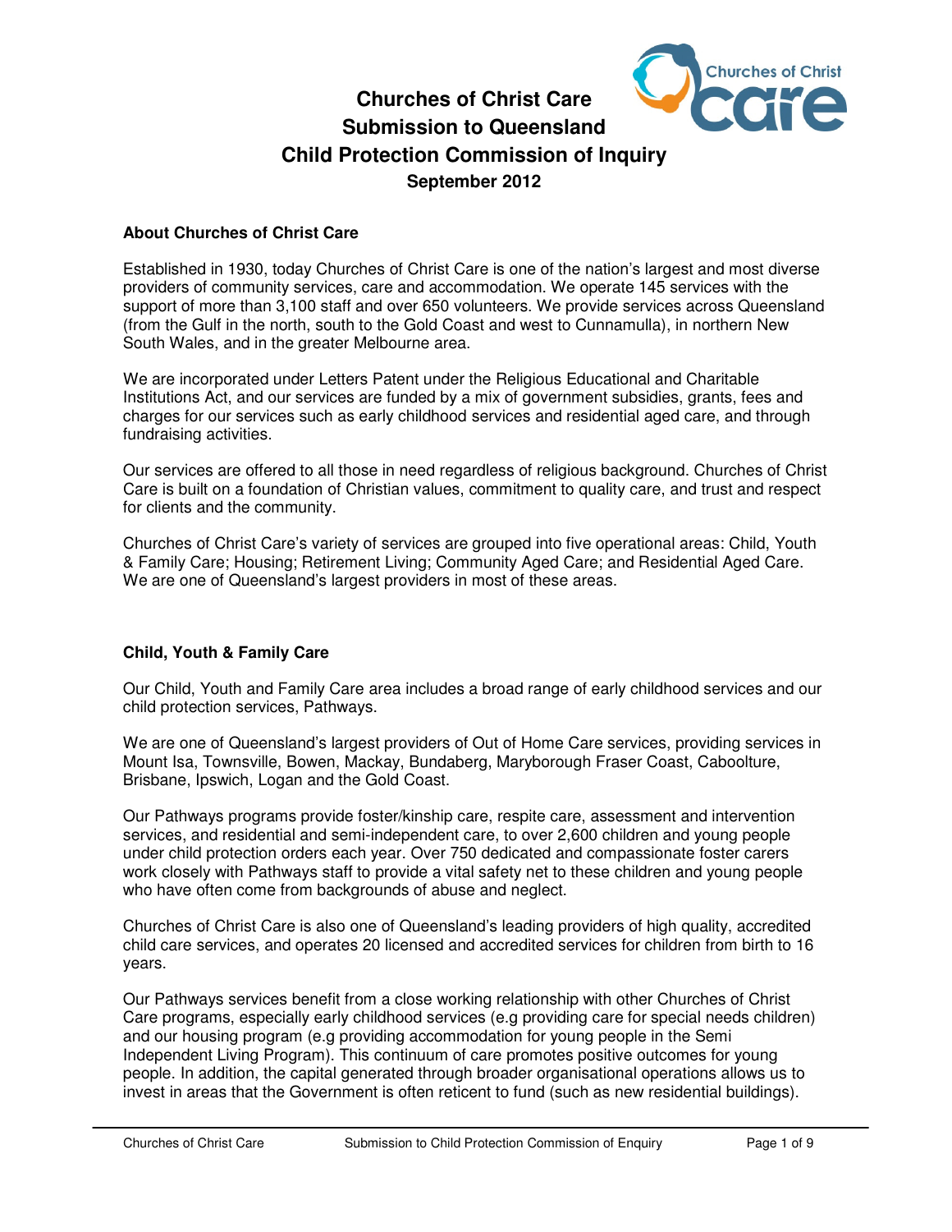# Churches of Christ Care Submission to Queensland Child Protection Commission of Inquiry

**September 2012**

### About Churches of Christ Care

Established in 1930, today Churches of Christ Care is one of the nation's largest and most diverse providers of community services, care and accommodation. We operate 145 services with the support of more than 3,100 staff and over 650 volunteers. We provide services across Queensland (from the Gulf in the north, south to the Gold Coast and west to Cunnamulla), in northern New South Wales, and in the greater Melbourne area.

We are incorporated under Letters Patent under the Religious Educational and Charitable Institutions Act, and our services are funded by a mix of government subsidies, grants, fees and charges for our services such as early childhood services and residential aged care, and through fundraising activities.

Our services are offered to all those in need regardless of religious background. Churches of Christ Care is built on a foundation of Christian values, commitment to quality care, and trust and respect for clients and the community.

Churches of Christ Care's variety of services are grouped into five operational areas: Child, Youth & Family Care; Housing; Retirement Living; Community Aged Care; and Residential Aged Care. We are one of Queensland's largest providers in most of these areas.

### Child, Youth & Family Care

Our Child, Youth and Family Care area includes a broad range of early childhood services and our child protection services, Pathways.

We are one of Queensland's largest providers of Out of Home Care services, providing services in Mount Isa, Townsville, Bowen, Mackay, Bundaberg, Maryborough Fraser Coast, Caboolture, Brisbane, Ipswich, Logan and the Gold Coast.

Our Pathways programs provide foster/kinship care, respite care, assessment and intervention services, and residential and semi-independent care, to over 2,600 children and young people under child protection orders each year. Over 750 dedicated and compassionate foster carers work closely with Pathways staff to provide a vital safety net to these children and young people who have often come from backgrounds of abuse and neglect.

Churches of Christ Care is also one of Queensland's leading providers of high quality, accredited child care services, and operates 20 licensed and accredited services for children from birth to 16 years.

Our Pathways services benefit from a close working relationship with other Churches of Christ Care programs, especially early childhood services (e.g providing care for special needs children) and our housing program (e.g providing accommodation for young people in the Semi Independent Living Program). This continuum of care promotes positive outcomes for young people. In addition, the capital generated through broader organisational operations allows us to invest in areas that the Government is often reticent to fund (such as new residential buildings).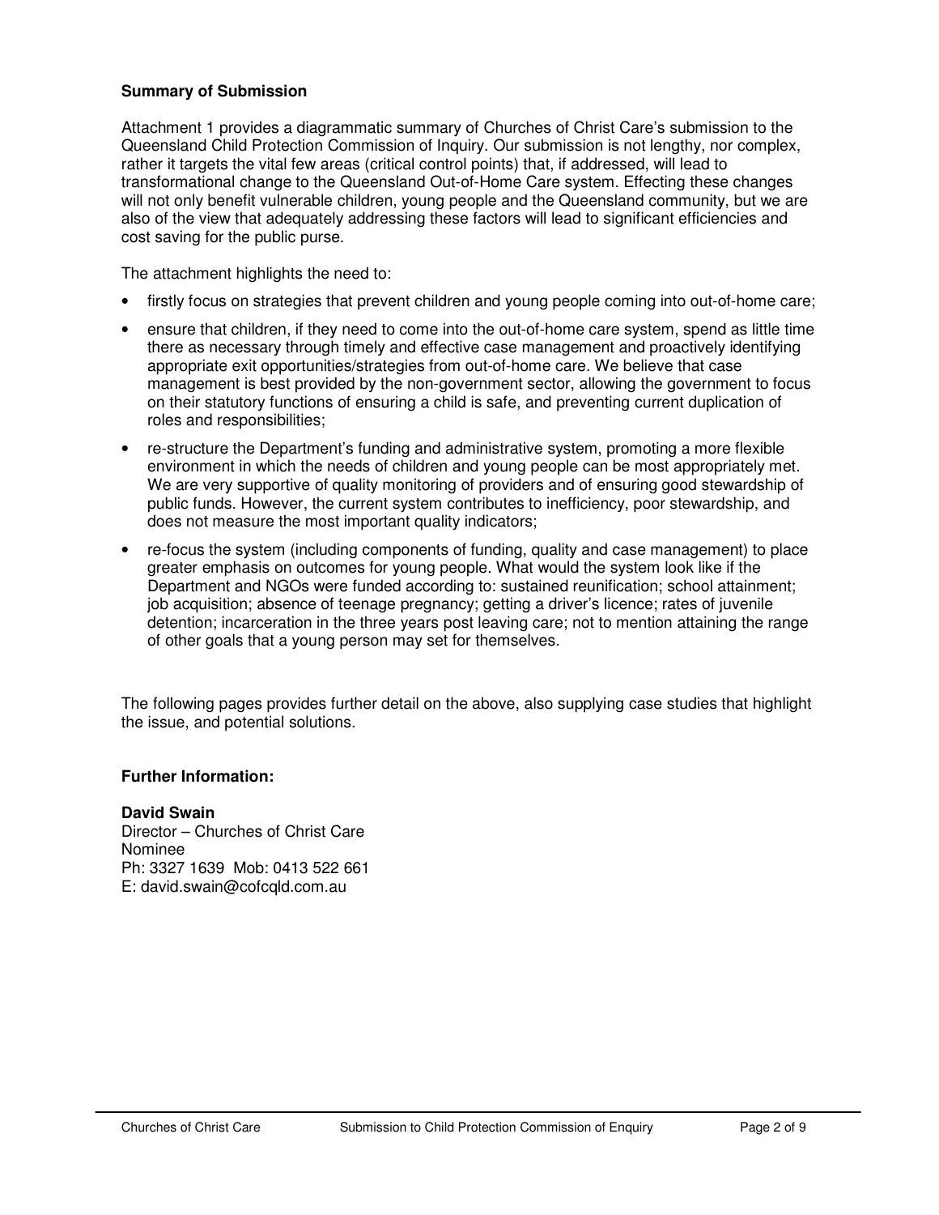**Summary of Submission**

Attachment 1 provides a diagrammatic summary of Churches of Christ Care's submission to the Queensland Child Protection Commission of Inquiry. Our submission is not lengthy, nor complex, rather it targets the vital few areas (critical control points) that, if addressed, will lead to transformational change to the Queensland Out-of-Home Care system. Effecting these changes will not only benefit vulnerable children, young people and the Queensland community, but we are also of the view that adequately addressing these factors will lead to significant efficiencies and cost saving for the public purse.

The attachment highlights the need to:

- firstly focus on strategies that prevent children and young people coming into out-of-home care;
- ensure that children, if they need to come into the out-of-home care system, spend as little time there as necessary through timely and effective case management and proactively identifying appropriate exit opportunities/strategies from out-of-home care. We believe that case management is best provided by the non-government sector, allowing the government to focus on their statutory functions of ensuring a child is safe, and preventing current duplication of roles and responsibilities;
- re-structure the Department's funding and administrative system, promoting a more flexible environment in which the needs of children and young people can be most appropriately met. We are very supportive of quality monitoring of providers and of ensuring good stewardship of public funds. However, the current system contributes to inefficiency, poor stewardship, and does not measure the most important quality indicators;
- re-focus the system (including components of funding, quality and case management) to place greater emphasis on outcomes for young people. What would the system look like if the Department and NGOs were funded according to: sustained reunification; school attainment; job acquisition; absence of teenage pregnancy; getting a driver's licence; rates of juvenile detention; incarceration in the three years post leaving care; not to mention attaining the range of other goals that a young person may set for themselves.

The following pages provides further detail on the above, also supplying case studies that highlight the issue, and potential solutions.

**Further Information:**

**David Swain**
Director – Churches of Christ Care
Nominee
Ph: 3327 1639 Mob: 0413 522 661
E: david.swain@cofcqld.com.au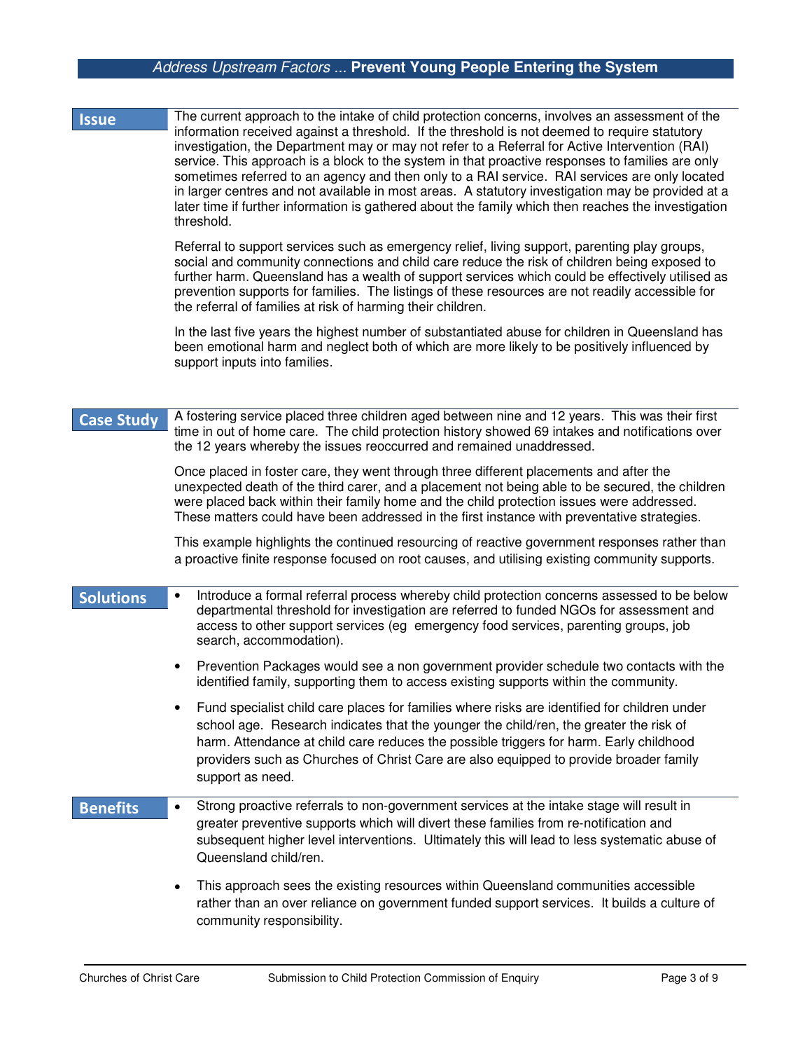## *Address Upstream Factors ...* **Prevent Young People Entering the System**

### Issue

The current approach to the intake of child protection concerns, involves an assessment of the information received against a threshold. If the threshold is not deemed to require statutory investigation, the Department may or may not refer to a Referral for Active Intervention (RAI) service. This approach is a block to the system in that proactive responses to families are only sometimes referred to an agency and then only to a RAI service. RAI services are only located in larger centres and not available in most areas. A statutory investigation may be provided at a later time if further information is gathered about the family which then reaches the investigation threshold.

Referral to support services such as emergency relief, living support, parenting play groups, social and community connections and child care reduce the risk of children being exposed to further harm. Queensland has a wealth of support services which could be effectively utilised as prevention supports for families. The listings of these resources are not readily accessible for the referral of families at risk of harming their children.

In the last five years the highest number of substantiated abuse for children in Queensland has been emotional harm and neglect both of which are more likely to be positively influenced by support inputs into families.

### Case Study

A fostering service placed three children aged between nine and 12 years. This was their first time in out of home care. The child protection history showed 69 intakes and notifications over the 12 years whereby the issues reoccurred and remained unaddressed.

Once placed in foster care, they went through three different placements and after the unexpected death of the third carer, and a placement not being able to be secured, the children were placed back within their family home and the child protection issues were addressed. These matters could have been addressed in the first instance with preventative strategies.

This example highlights the continued resourcing of reactive government responses rather than a proactive finite response focused on root causes, and utilising existing community supports.

### Solutions

- Introduce a formal referral process whereby child protection concerns assessed to be below departmental threshold for investigation are referred to funded NGOs for assessment and access to other support services (eg emergency food services, parenting groups, job search, accommodation).
- Prevention Packages would see a non government provider schedule two contacts with the identified family, supporting them to access existing supports within the community.
- Fund specialist child care places for families where risks are identified for children under school age. Research indicates that the younger the child/ren, the greater the risk of harm. Attendance at child care reduces the possible triggers for harm. Early childhood providers such as Churches of Christ Care are also equipped to provide broader family support as need.

### Benefits

- Strong proactive referrals to non-government services at the intake stage will result in greater preventive supports which will divert these families from re-notification and subsequent higher level interventions. Ultimately this will lead to less systematic abuse of Queensland child/ren.
- This approach sees the existing resources within Queensland communities accessible rather than an over reliance on government funded support services. It builds a culture of community responsibility.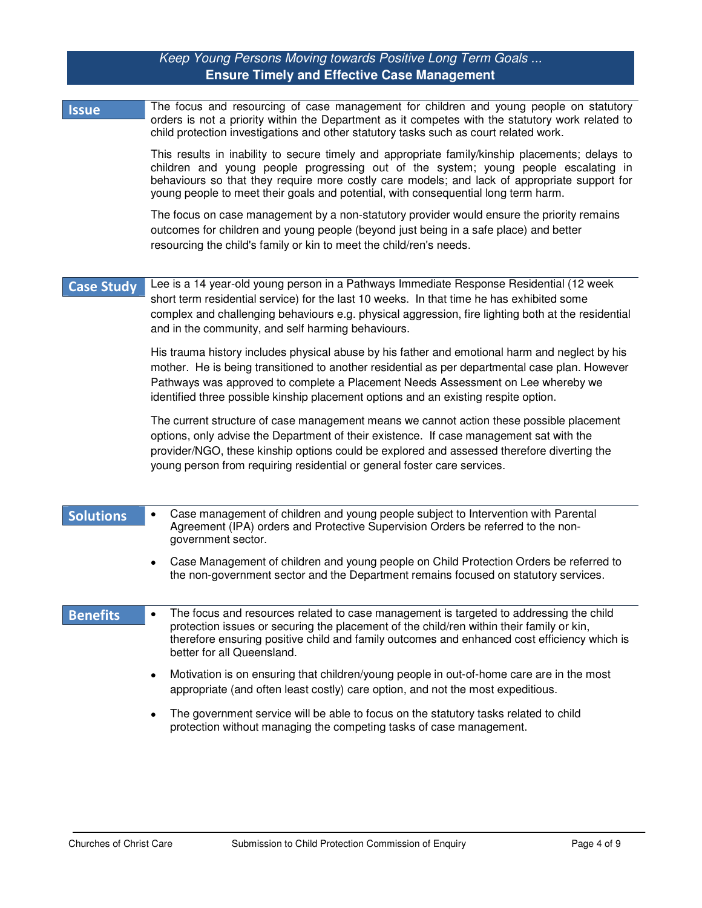## *Keep Young Persons Moving towards Positive Long Term Goals ...*
## Ensure Timely and Effective Case Management

### Issue

The focus and resourcing of case management for children and young people on statutory orders is not a priority within the Department as it competes with the statutory work related to child protection investigations and other statutory tasks such as court related work.

This results in inability to secure timely and appropriate family/kinship placements; delays to children and young people progressing out of the system; young people escalating in behaviours so that they require more costly care models; and lack of appropriate support for young people to meet their goals and potential, with consequential long term harm.

The focus on case management by a non-statutory provider would ensure the priority remains outcomes for children and young people (beyond just being in a safe place) and better resourcing the child's family or kin to meet the child/ren's needs.

### Case Study

Lee is a 14 year-old young person in a Pathways Immediate Response Residential (12 week short term residential service) for the last 10 weeks. In that time he has exhibited some complex and challenging behaviours e.g. physical aggression, fire lighting both at the residential and in the community, and self harming behaviours.

His trauma history includes physical abuse by his father and emotional harm and neglect by his mother. He is being transitioned to another residential as per departmental case plan. However Pathways was approved to complete a Placement Needs Assessment on Lee whereby we identified three possible kinship placement options and an existing respite option.

The current structure of case management means we cannot action these possible placement options, only advise the Department of their existence. If case management sat with the provider/NGO, these kinship options could be explored and assessed therefore diverting the young person from requiring residential or general foster care services.

### Solutions

- Case management of children and young people subject to Intervention with Parental Agreement (IPA) orders and Protective Supervision Orders be referred to the non-government sector.
- Case Management of children and young people on Child Protection Orders be referred to the non-government sector and the Department remains focused on statutory services.

### Benefits

- The focus and resources related to case management is targeted to addressing the child protection issues or securing the placement of the child/ren within their family or kin, therefore ensuring positive child and family outcomes and enhanced cost efficiency which is better for all Queensland.
- Motivation is on ensuring that children/young people in out-of-home care are in the most appropriate (and often least costly) care option, and not the most expeditious.
- The government service will be able to focus on the statutory tasks related to child protection without managing the competing tasks of case management.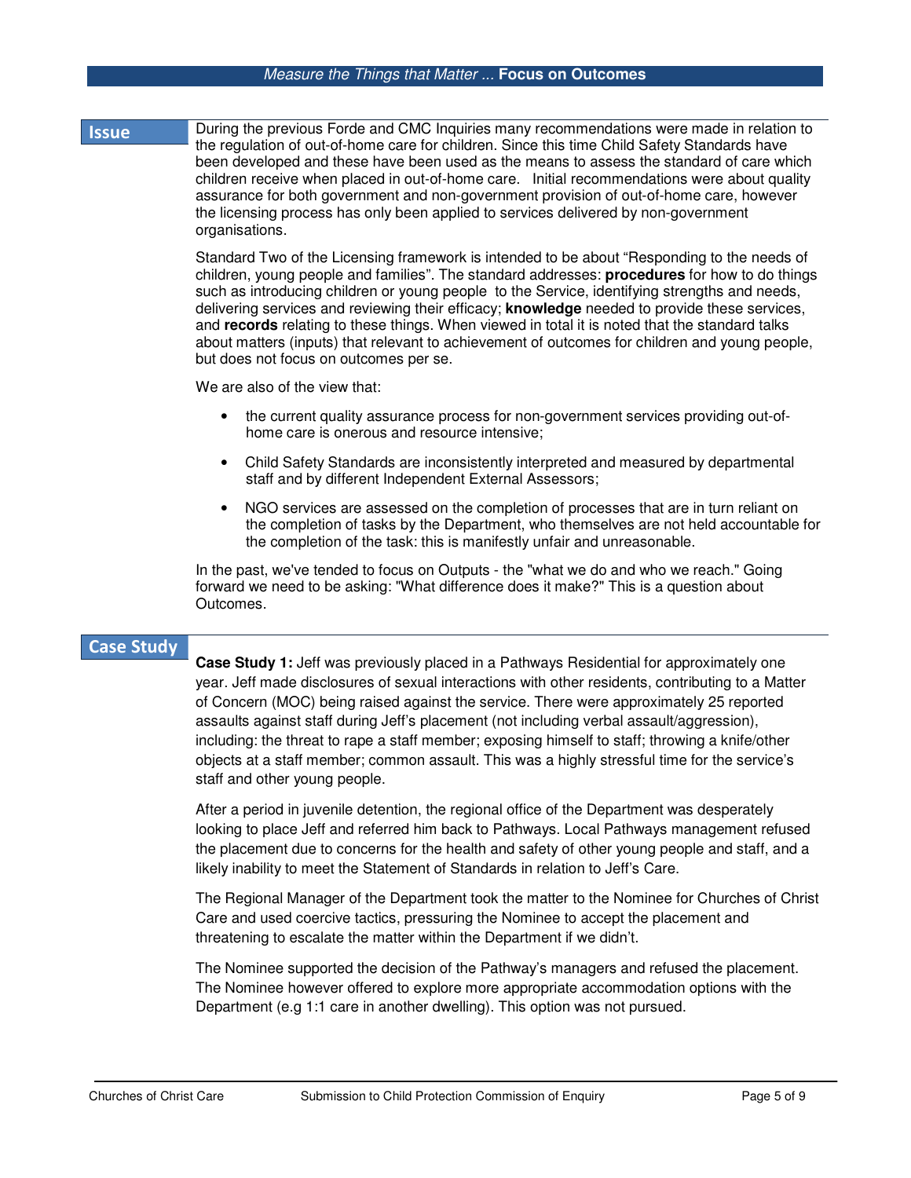## Issue

During the previous Forde and CMC Inquiries many recommendations were made in relation to the regulation of out-of-home care for children. Since this time Child Safety Standards have been developed and these have been used as the means to assess the standard of care which children receive when placed in out-of-home care. Initial recommendations were about quality assurance for both government and non-government provision of out-of-home care, however the licensing process has only been applied to services delivered by non-government organisations.

Standard Two of the Licensing framework is intended to be about "Responding to the needs of children, young people and families". The standard addresses: **procedures** for how to do things such as introducing children or young people to the Service, identifying strengths and needs, delivering services and reviewing their efficacy; **knowledge** needed to provide these services, and **records** relating to these things. When viewed in total it is noted that the standard talks about matters (inputs) that relevant to achievement of outcomes for children and young people, but does not focus on outcomes per se.

We are also of the view that:

- the current quality assurance process for non-government services providing out-of-home care is onerous and resource intensive;
- Child Safety Standards are inconsistently interpreted and measured by departmental staff and by different Independent External Assessors;
- NGO services are assessed on the completion of processes that are in turn reliant on the completion of tasks by the Department, who themselves are not held accountable for the completion of the task: this is manifestly unfair and unreasonable.

In the past, we've tended to focus on Outputs - the "what we do and who we reach." Going forward we need to be asking: "What difference does it make?" This is a question about Outcomes.

## Case Study

**Case Study 1:** Jeff was previously placed in a Pathways Residential for approximately one year. Jeff made disclosures of sexual interactions with other residents, contributing to a Matter of Concern (MOC) being raised against the service. There were approximately 25 reported assaults against staff during Jeff's placement (not including verbal assault/aggression), including: the threat to rape a staff member; exposing himself to staff; throwing a knife/other objects at a staff member; common assault. This was a highly stressful time for the service's staff and other young people.

After a period in juvenile detention, the regional office of the Department was desperately looking to place Jeff and referred him back to Pathways. Local Pathways management refused the placement due to concerns for the health and safety of other young people and staff, and a likely inability to meet the Statement of Standards in relation to Jeff's Care.

The Regional Manager of the Department took the matter to the Nominee for Churches of Christ Care and used coercive tactics, pressuring the Nominee to accept the placement and threatening to escalate the matter within the Department if we didn't.

The Nominee supported the decision of the Pathway's managers and refused the placement. The Nominee however offered to explore more appropriate accommodation options with the Department (e.g 1:1 care in another dwelling). This option was not pursued.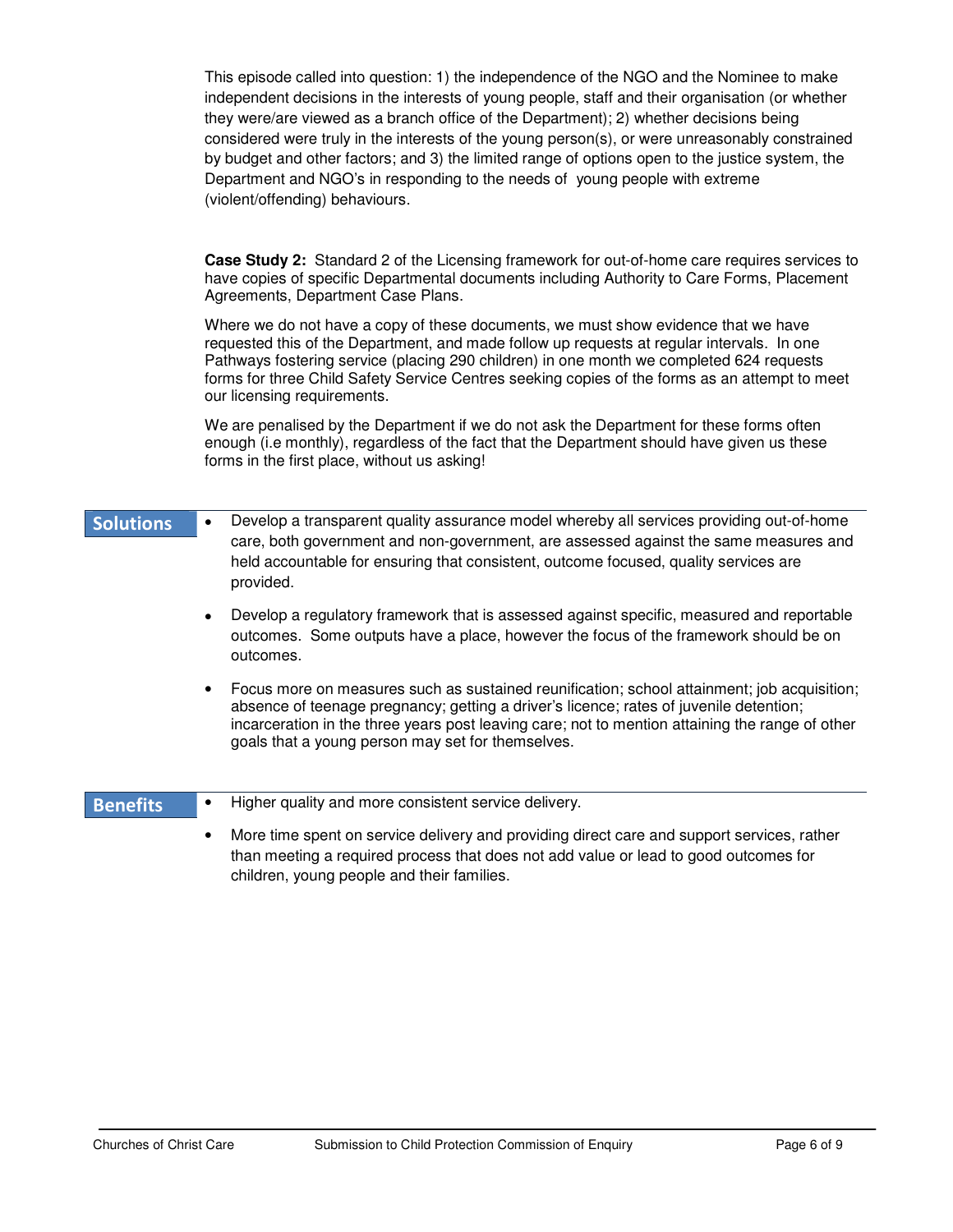This episode called into question: 1) the independence of the NGO and the Nominee to make independent decisions in the interests of young people, staff and their organisation (or whether they were/are viewed as a branch office of the Department); 2) whether decisions being considered were truly in the interests of the young person(s), or were unreasonably constrained by budget and other factors; and 3) the limited range of options open to the justice system, the Department and NGO's in responding to the needs of young people with extreme (violent/offending) behaviours.

**Case Study 2:** Standard 2 of the Licensing framework for out-of-home care requires services to have copies of specific Departmental documents including Authority to Care Forms, Placement Agreements, Department Case Plans.

Where we do not have a copy of these documents, we must show evidence that we have requested this of the Department, and made follow up requests at regular intervals. In one Pathways fostering service (placing 290 children) in one month we completed 624 requests forms for three Child Safety Service Centres seeking copies of the forms as an attempt to meet our licensing requirements.

We are penalised by the Department if we do not ask the Department for these forms often enough (i.e monthly), regardless of the fact that the Department should have given us these forms in the first place, without us asking!

## Solutions

- Develop a transparent quality assurance model whereby all services providing out-of-home care, both government and non-government, are assessed against the same measures and held accountable for ensuring that consistent, outcome focused, quality services are provided.
- Develop a regulatory framework that is assessed against specific, measured and reportable outcomes. Some outputs have a place, however the focus of the framework should be on outcomes.
- Focus more on measures such as sustained reunification; school attainment; job acquisition; absence of teenage pregnancy; getting a driver's licence; rates of juvenile detention; incarceration in the three years post leaving care; not to mention attaining the range of other goals that a young person may set for themselves.

## Benefits

- Higher quality and more consistent service delivery.
- More time spent on service delivery and providing direct care and support services, rather than meeting a required process that does not add value or lead to good outcomes for children, young people and their families.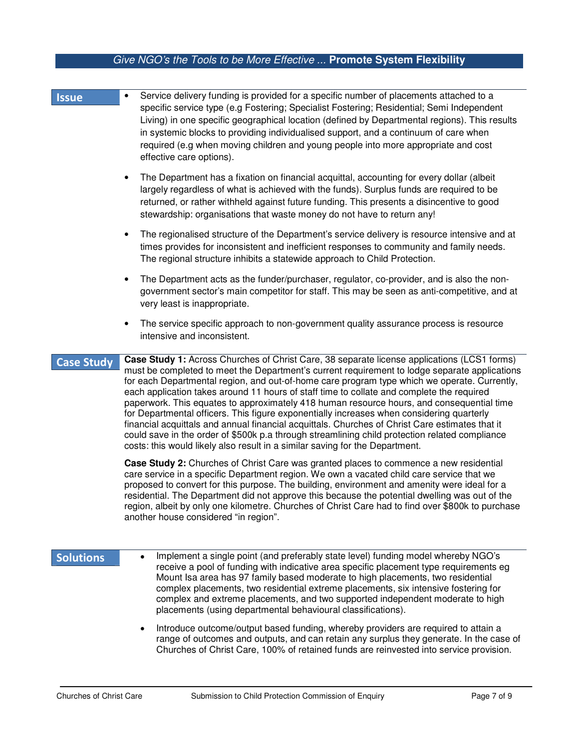## *Give NGO's the Tools to be More Effective ...* **Promote System Flexibility**

### Issue

- Service delivery funding is provided for a specific number of placements attached to a specific service type (e.g Fostering; Specialist Fostering; Residential; Semi Independent Living) in one specific geographical location (defined by Departmental regions). This results in systemic blocks to providing individualised support, and a continuum of care when required (e.g when moving children and young people into more appropriate and cost effective care options).
- The Department has a fixation on financial acquittal, accounting for every dollar (albeit largely regardless of what is achieved with the funds). Surplus funds are required to be returned, or rather withheld against future funding. This presents a disincentive to good stewardship: organisations that waste money do not have to return any!
- The regionalised structure of the Department's service delivery is resource intensive and at times provides for inconsistent and inefficient responses to community and family needs. The regional structure inhibits a statewide approach to Child Protection.
- The Department acts as the funder/purchaser, regulator, co-provider, and is also the non-government sector's main competitor for staff. This may be seen as anti-competitive, and at very least is inappropriate.
- The service specific approach to non-government quality assurance process is resource intensive and inconsistent.

### Case Study

**Case Study 1:** Across Churches of Christ Care, 38 separate license applications (LCS1 forms) must be completed to meet the Department's current requirement to lodge separate applications for each Departmental region, and out-of-home care program type which we operate. Currently, each application takes around 11 hours of staff time to collate and complete the required paperwork. This equates to approximately 418 human resource hours, and consequential time for Departmental officers. This figure exponentially increases when considering quarterly financial acquittals and annual financial acquittals. Churches of Christ Care estimates that it could save in the order of $500k p.a through streamlining child protection related compliance costs: this would likely also result in a similar saving for the Department.

**Case Study 2:** Churches of Christ Care was granted places to commence a new residential care service in a specific Department region. We own a vacated child care service that we proposed to convert for this purpose. The building, environment and amenity were ideal for a residential. The Department did not approve this because the potential dwelling was out of the region, albeit by only one kilometre. Churches of Christ Care had to find over $800k to purchase another house considered "in region".

### Solutions

- Implement a single point (and preferably state level) funding model whereby NGO's receive a pool of funding with indicative area specific placement type requirements eg Mount Isa area has 97 family based moderate to high placements, two residential complex placements, two residential extreme placements, six intensive fostering for complex and extreme placements, and two supported independent moderate to high placements (using departmental behavioural classifications).
- Introduce outcome/output based funding, whereby providers are required to attain a range of outcomes and outputs, and can retain any surplus they generate. In the case of Churches of Christ Care, 100% of retained funds are reinvested into service provision.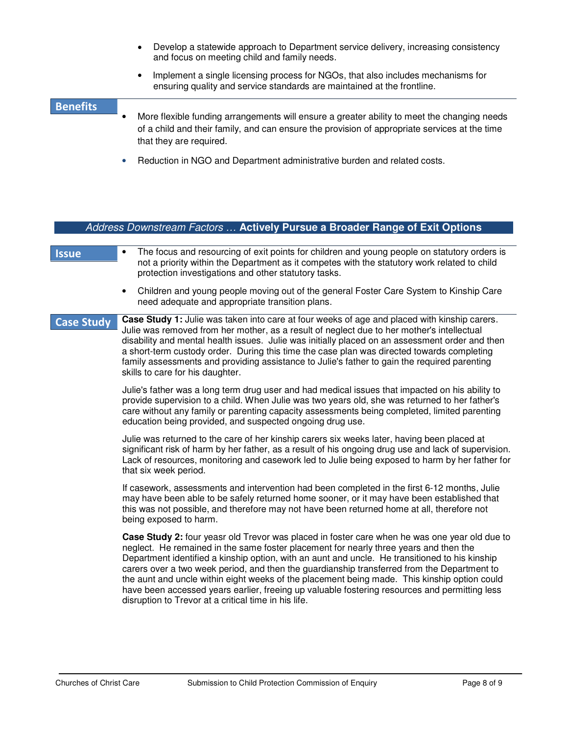- Develop a statewide approach to Department service delivery, increasing consistency and focus on meeting child and family needs.
- Implement a single licensing process for NGOs, that also includes mechanisms for ensuring quality and service standards are maintained at the frontline.

**Benefits**

- More flexible funding arrangements will ensure a greater ability to meet the changing needs of a child and their family, and can ensure the provision of appropriate services at the time that they are required.
- Reduction in NGO and Department administrative burden and related costs.

## *Address Downstream Factors …* Actively Pursue a Broader Range of Exit Options

**Issue**

- The focus and resourcing of exit points for children and young people on statutory orders is not a priority within the Department as it competes with the statutory work related to child protection investigations and other statutory tasks.
- Children and young people moving out of the general Foster Care System to Kinship Care need adequate and appropriate transition plans.

**Case Study**

**Case Study 1:** Julie was taken into care at four weeks of age and placed with kinship carers. Julie was removed from her mother, as a result of neglect due to her mother's intellectual disability and mental health issues. Julie was initially placed on an assessment order and then a short-term custody order. During this time the case plan was directed towards completing family assessments and providing assistance to Julie's father to gain the required parenting skills to care for his daughter.

Julie's father was a long term drug user and had medical issues that impacted on his ability to provide supervision to a child. When Julie was two years old, she was returned to her father's care without any family or parenting capacity assessments being completed, limited parenting education being provided, and suspected ongoing drug use.

Julie was returned to the care of her kinship carers six weeks later, having been placed at significant risk of harm by her father, as a result of his ongoing drug use and lack of supervision. Lack of resources, monitoring and casework led to Julie being exposed to harm by her father for that six week period.

If casework, assessments and intervention had been completed in the first 6-12 months, Julie may have been able to be safely returned home sooner, or it may have been established that this was not possible, and therefore may not have been returned home at all, therefore not being exposed to harm.

**Case Study 2:** four yeasr old Trevor was placed in foster care when he was one year old due to neglect. He remained in the same foster placement for nearly three years and then the Department identified a kinship option, with an aunt and uncle. He transitioned to his kinship carers over a two week period, and then the guardianship transferred from the Department to the aunt and uncle within eight weeks of the placement being made. This kinship option could have been accessed years earlier, freeing up valuable fostering resources and permitting less disruption to Trevor at a critical time in his life.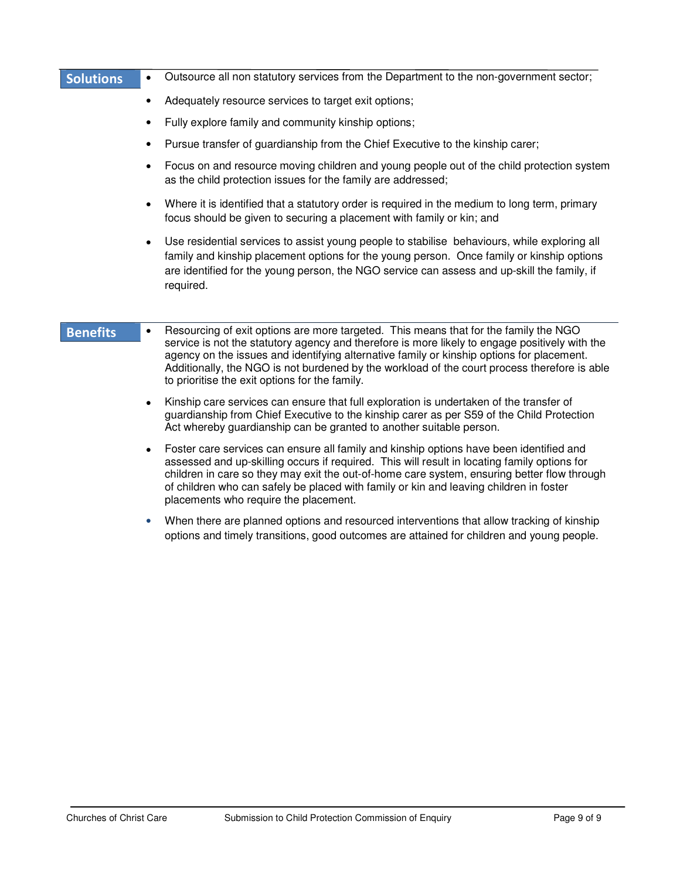## Solutions

- Outsource all non statutory services from the Department to the non-government sector;
- Adequately resource services to target exit options;
- Fully explore family and community kinship options;
- Pursue transfer of guardianship from the Chief Executive to the kinship carer;
- Focus on and resource moving children and young people out of the child protection system as the child protection issues for the family are addressed;
- Where it is identified that a statutory order is required in the medium to long term, primary focus should be given to securing a placement with family or kin; and
- Use residential services to assist young people to stabilise behaviours, while exploring all family and kinship placement options for the young person. Once family or kinship options are identified for the young person, the NGO service can assess and up-skill the family, if required.

## Benefits

- Resourcing of exit options are more targeted. This means that for the family the NGO service is not the statutory agency and therefore is more likely to engage positively with the agency on the issues and identifying alternative family or kinship options for placement. Additionally, the NGO is not burdened by the workload of the court process therefore is able to prioritise the exit options for the family.
- Kinship care services can ensure that full exploration is undertaken of the transfer of guardianship from Chief Executive to the kinship carer as per S59 of the Child Protection Act whereby guardianship can be granted to another suitable person.
- Foster care services can ensure all family and kinship options have been identified and assessed and up-skilling occurs if required. This will result in locating family options for children in care so they may exit the out-of-home care system, ensuring better flow through of children who can safely be placed with family or kin and leaving children in foster placements who require the placement.
- When there are planned options and resourced interventions that allow tracking of kinship options and timely transitions, good outcomes are attained for children and young people.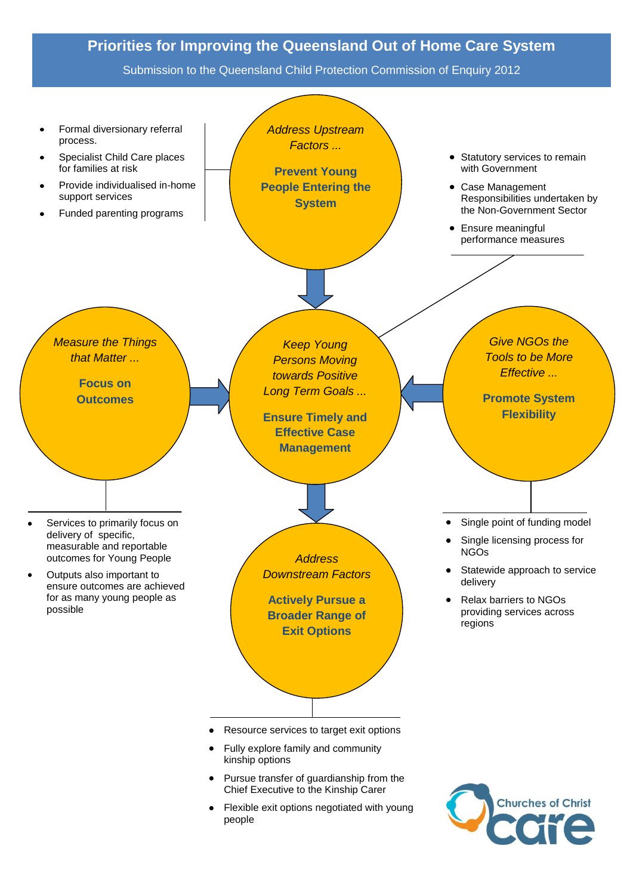# Priorities for Improving the Queensland Out of Home Care System

Submission to the Queensland Child Protection Commission of Enquiry 2012

*Address Upstream Factors ...*

**Prevent Young People Entering the System**

- Formal diversionary referral process.
- Specialist Child Care places for families at risk
- Provide individualised in-home support services
- Funded parenting programs

*Keep Young Persons Moving towards Positive Long Term Goals ...*

**Ensure Timely and Effective Case Management**

- Statutory services to remain with Government
- Case Management Responsibilities undertaken by the Non-Government Sector
- Ensure meaningful performance measures

*Measure the Things that Matter ...*

**Focus on Outcomes**

- Services to primarily focus on delivery of specific, measurable and reportable outcomes for Young People
- Outputs also important to ensure outcomes are achieved for as many young people as possible

*Give NGOs the Tools to be More Effective ...*

**Promote System Flexibility**

- Single point of funding model
- Single licensing process for NGOs
- Statewide approach to service delivery
- Relax barriers to NGOs providing services across regions

*Address Downstream Factors*

**Actively Pursue a Broader Range of Exit Options**

- Resource services to target exit options
- Fully explore family and community kinship options
- Pursue transfer of guardianship from the Chief Executive to the Kinship Carer
- Flexible exit options negotiated with young people

Churches of Christ care